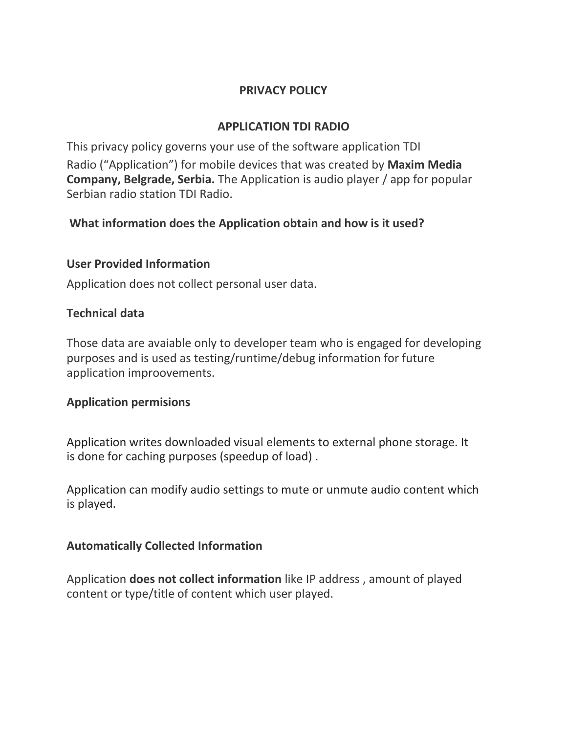**PRIVACY POLICY**

**APPLICATION TDI RADIO**

This privacy policy governs your use of the software application TDI Radio ("Application") for mobile devices that was created by **Maxim Media Company, Belgrade, Serbia.** The Application is audio player / app for popular Serbian radio station TDI Radio.

**What information does the Application obtain and how is it used?**

**User Provided Information**

Application does not collect personal user data.

**Technical data**

Those data are avaiable only to developer team who is engaged for developing purposes and is used as testing/runtime/debug information for future application improovements.

**Application permisions**

Application writes downloaded visual elements to external phone storage. It is done for caching purposes (speedup of load) .

Application can modify audio settings to mute or unmute audio content which is played.

**Automatically Collected Information**

Application **does not collect information** like IP address , amount of played content or type/title of content which user played.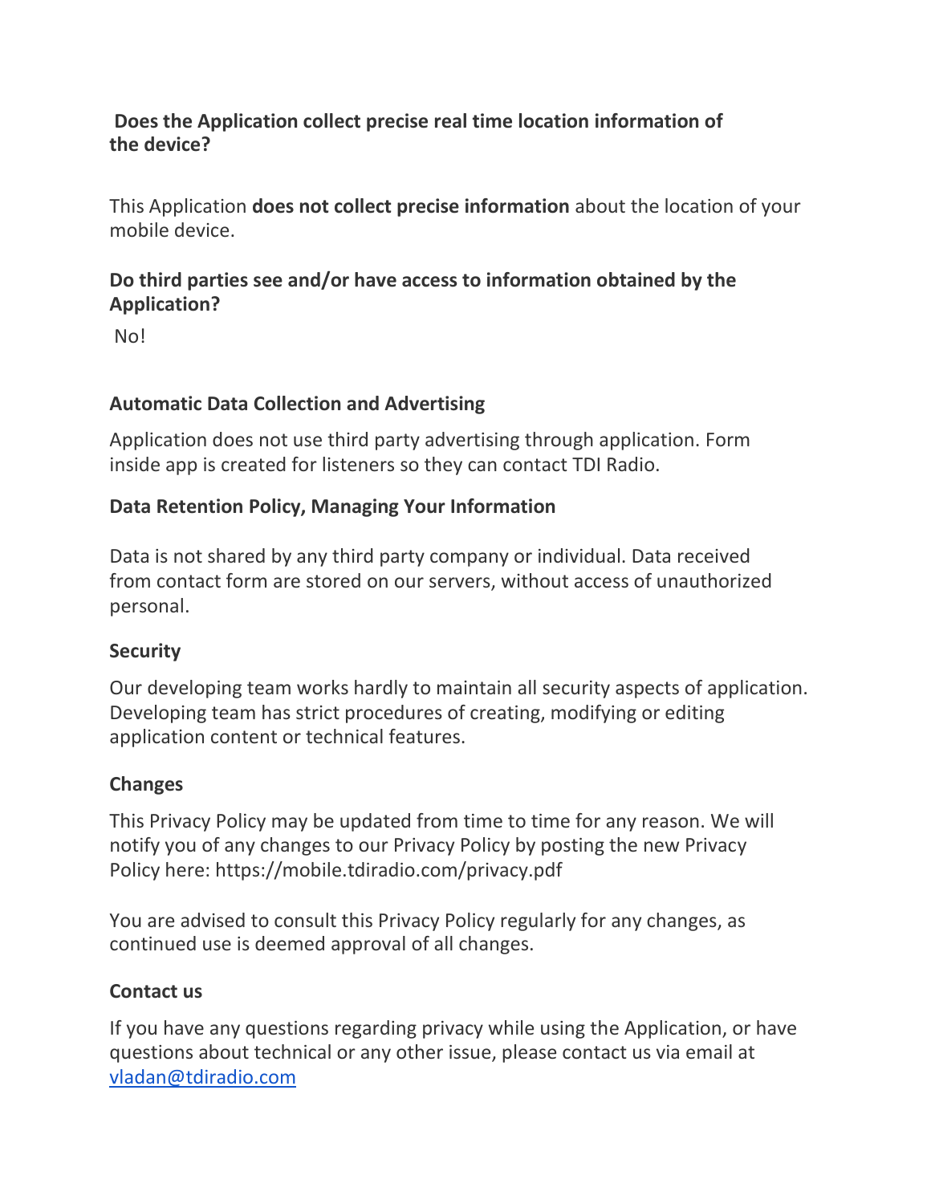**Does the Application collect precise real time location information of the device?**

This Application **does not collect precise information** about the location of your mobile device.

**Do third parties see and/or have access to information obtained by the Application?**

No!

**Automatic Data Collection and Advertising**

Application does not use third party advertising through application. Form inside app is created for listeners so they can contact TDI Radio.

**Data Retention Policy, Managing Your Information**

Data is not shared by any third party company or individual. Data received from contact form are stored on our servers, without access of unauthorized personal.

**Security**

Our developing team works hardly to maintain all security aspects of application. Developing team has strict procedures of creating, modifying or editing application content or technical features.

**Changes**

This Privacy Policy may be updated from time to time for any reason. We will notify you of any changes to our Privacy Policy by posting the new Privacy Policy here: https://mobile.tdiradio.com/privacy.pdf

You are advised to consult this Privacy Policy regularly for any changes, as continued use is deemed approval of all changes.

**Contact us**

If you have any questions regarding privacy while using the Application, or have questions about technical or any other issue, please contact us via email at vladan@tdiradio.com